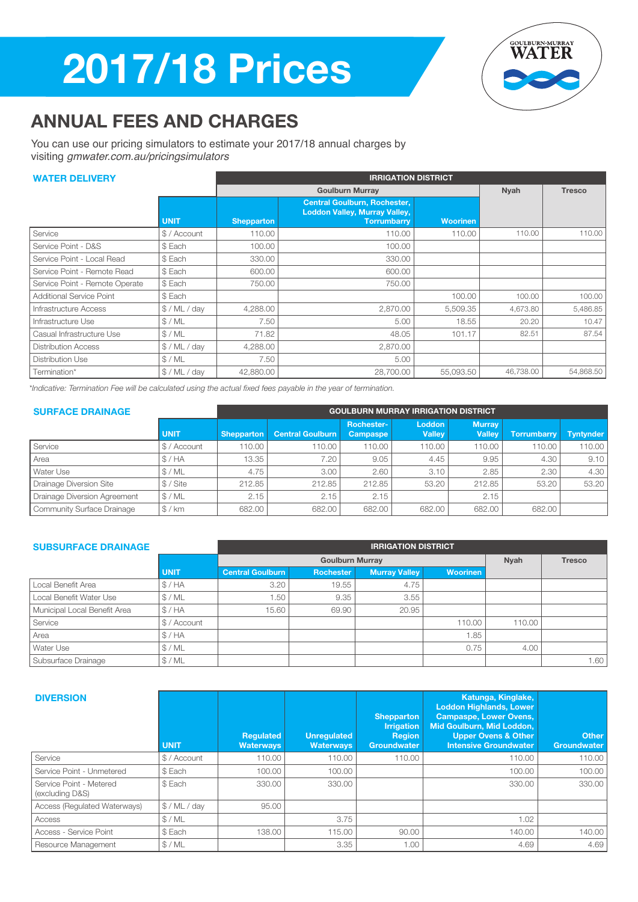# 2017/18 Prices

## ANNUAL FEES AND CHARGES

You can use our pricing simulators to estimate your 2017/18 annual charges by visiting *gmwater.com.au/pricingsimulators*

### WATER DELIVERY

| | | IRRIGATION DISTRICT | | | | |
|---|---|---|---|---|---|---|
| | | Goulburn Murray | | | Nyah | Tresco |
| | UNIT | Shepparton | Central Goulburn, Rochester, Loddon Valley, Murray Valley, Torrumbarry | Woorinen | | |
| Service | $ / Account | 110.00 | 110.00 | 110.00 | 110.00 | 110.00 |
| Service Point - D&S | $ Each | 100.00 | 100.00 | | | |
| Service Point - Local Read | $ Each | 330.00 | 330.00 | | | |
| Service Point - Remote Read | $ Each | 600.00 | 600.00 | | | |
| Service Point - Remote Operate | $ Each | 750.00 | 750.00 | | | |
| Additional Service Point | $ Each | | | 100.00 | 100.00 | 100.00 |
| Infrastructure Access | $ / ML / day | 4,288.00 | 2,870.00 | 5,509.35 | 4,673.80 | 5,486.85 |
| Infrastructure Use | $ / ML | 7.50 | 5.00 | 18.55 | 20.20 | 10.47 |
| Casual Infrastructure Use | $ / ML | 71.82 | 48.05 | 101.17 | 82.51 | 87.54 |
| Distribution Access | $ / ML / day | 4,288.00 | 2,870.00 | | | |
| Distribution Use | $ / ML | 7.50 | 5.00 | | | |
| Termination* | $ / ML / day | 42,880.00 | 28,700.00 | 55,093.50 | 46,738.00 | 54,868.50 |

*\*Indicative: Termination Fee will be calculated using the actual fixed fees payable in the year of termination.*

### SURFACE DRAINAGE

| | | GOULBURN MURRAY IRRIGATION DISTRICT | | | | | | |
|---|---|---|---|---|---|---|---|---|
| | UNIT | Shepparton | Central Goulburn | Rochester-Campaspe | Loddon Valley | Murray Valley | Torrumbarry | Tyntynder |
| Service | $ / Account | 110.00 | 110.00 | 110.00 | 110.00 | 110.00 | 110.00 | 110.00 |
| Area | $ / HA | 13.35 | 7.20 | 9.05 | 4.45 | 9.95 | 4.30 | 9.10 |
| Water Use | $ / ML | 4.75 | 3.00 | 2.60 | 3.10 | 2.85 | 2.30 | 4.30 |
| Drainage Diversion Site | $ / Site | 212.85 | 212.85 | 212.85 | 53.20 | 212.85 | 53.20 | 53.20 |
| Drainage Diversion Agreement | $ / ML | 2.15 | 2.15 | 2.15 | | 2.15 | | |
| Community Surface Drainage | $ / km | 682.00 | 682.00 | 682.00 | 682.00 | 682.00 | 682.00 | |

### SUBSURFACE DRAINAGE

| | | IRRIGATION DISTRICT | | | | | |
|---|---|---|---|---|---|---|---|
| | | Goulburn Murray | | | | Nyah | Tresco |
| | UNIT | Central Goulburn | Rochester | Murray Valley | Woorinen | | |
| Local Benefit Area | $ / HA | 3.20 | 19.55 | 4.75 | | | |
| Local Benefit Water Use | $ / ML | 1.50 | 9.35 | 3.55 | | | |
| Municipal Local Benefit Area | $ / HA | 15.60 | 69.90 | 20.95 | | | |
| Service | $ / Account | | | | 110.00 | 110.00 | |
| Area | $ / HA | | | | 1.85 | | |
| Water Use | $ / ML | | | | 0.75 | 4.00 | |
| Subsurface Drainage | $ / ML | | | | | | 1.60 |

### DIVERSION

| | UNIT | Regulated Waterways | Unregulated Waterways | Shepparton Irrigation Region Groundwater | Katunga, Kinglake, Loddon Highlands, Lower Campaspe, Lower Ovens, Mid Goulburn, Mid Loddon, Upper Ovens & Other Intensive Groundwater | Other Groundwater |
|---|---|---|---|---|---|---|
| Service | $ / Account | 110.00 | 110.00 | 110.00 | 110.00 | 110.00 |
| Service Point - Unmetered | $ Each | 100.00 | 100.00 | | 100.00 | 100.00 |
| Service Point - Metered (excluding D&S) | $ Each | 330.00 | 330.00 | | 330.00 | 330.00 |
| Access (Regulated Waterways) | $ / ML / day | 95.00 | | | | |
| Access | $ / ML | | 3.75 | | 1.02 | |
| Access - Service Point | $ Each | 138.00 | 115.00 | 90.00 | 140.00 | 140.00 |
| Resource Management | $ / ML | | 3.35 | 1.00 | 4.69 | 4.69 |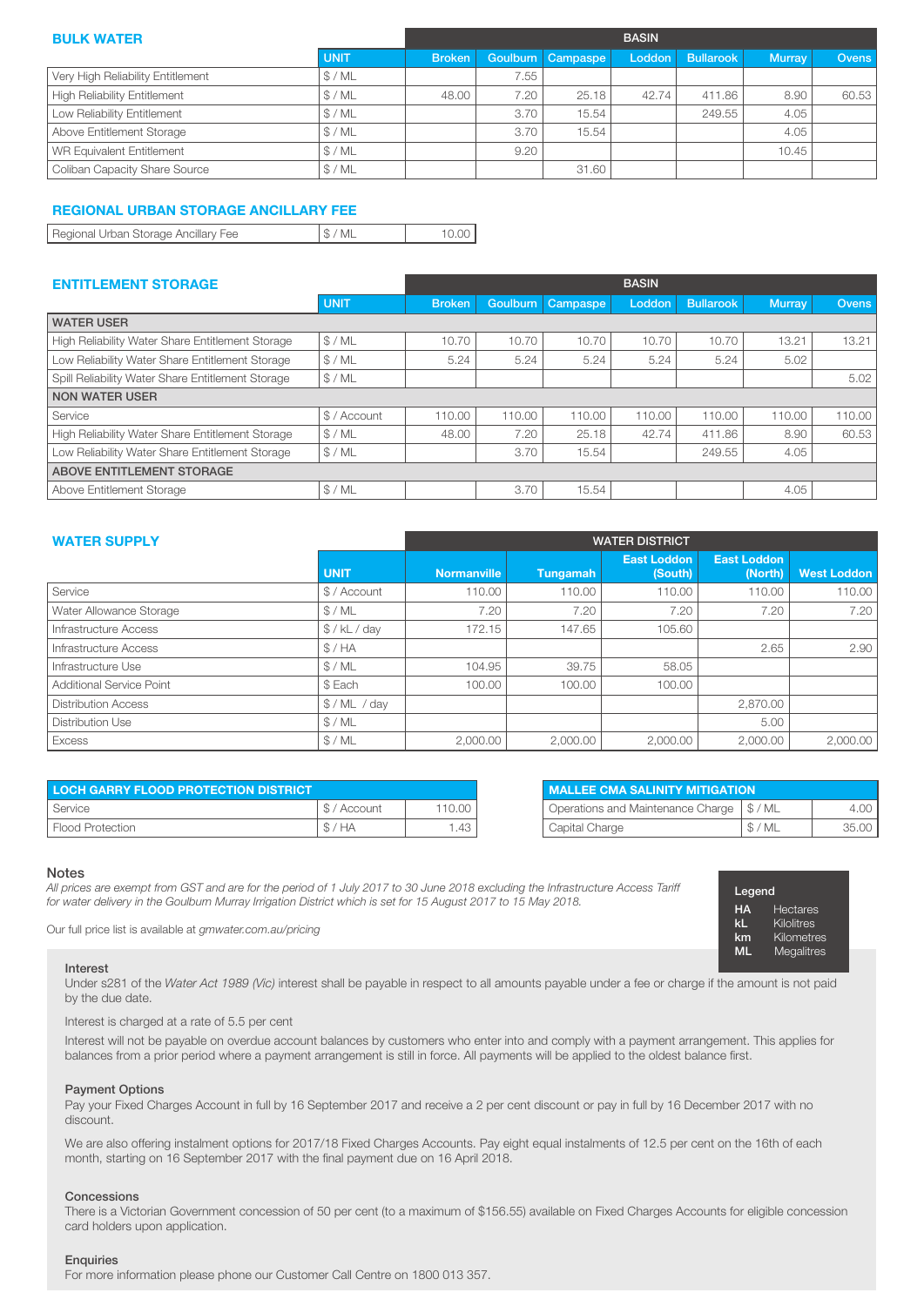## BULK WATER

| | UNIT | BASIN | | | | | | |
|---|---|---|---|---|---|---|---|---|
| | | Broken | Goulburn | Campaspe | Loddon | Bullarook | Murray | Ovens |
| Very High Reliability Entitlement | $ / ML | | 7.55 | | | | | |
| High Reliability Entitlement | $ / ML | 48.00 | 7.20 | 25.18 | 42.74 | 411.86 | 8.90 | 60.53 |
| Low Reliability Entitlement | $ / ML | | 3.70 | 15.54 | | 249.55 | 4.05 | |
| Above Entitlement Storage | $ / ML | | 3.70 | 15.54 | | | 4.05 | |
| WR Equivalent Entitlement | $ / ML | | 9.20 | | | | 10.45 | |
| Coliban Capacity Share Source | $ / ML | | | 31.60 | | | | |

## REGIONAL URBAN STORAGE ANCILLARY FEE

| | | |
|---|---|---|
| Regional Urban Storage Ancillary Fee | $ / ML | 10.00 |

## ENTITLEMENT STORAGE

| | UNIT | BASIN | | | | | | |
|---|---|---|---|---|---|---|---|---|
| | | Broken | Goulburn | Campaspe | Loddon | Bullarook | Murray | Ovens |
| **WATER USER** | | | | | | | | |
| High Reliability Water Share Entitlement Storage | $ / ML | 10.70 | 10.70 | 10.70 | 10.70 | 10.70 | 13.21 | 13.21 |
| Low Reliability Water Share Entitlement Storage | $ / ML | 5.24 | 5.24 | 5.24 | 5.24 | 5.24 | 5.02 | |
| Spill Reliability Water Share Entitlement Storage | $ / ML | | | | | | | 5.02 |
| **NON WATER USER** | | | | | | | | |
| Service | $ / Account | 110.00 | 110.00 | 110.00 | 110.00 | 110.00 | 110.00 | 110.00 |
| High Reliability Water Share Entitlement Storage | $ / ML | 48.00 | 7.20 | 25.18 | 42.74 | 411.86 | 8.90 | 60.53 |
| Low Reliability Water Share Entitlement Storage | $ / ML | | 3.70 | 15.54 | | 249.55 | 4.05 | |
| **ABOVE ENTITLEMENT STORAGE** | | | | | | | | |
| Above Entitlement Storage | $ / ML | | 3.70 | 15.54 | | | 4.05 | |

## WATER SUPPLY

| | UNIT | WATER DISTRICT | | | | |
|---|---|---|---|---|---|---|
| | | Normanville | Tungamah | East Loddon (South) | East Loddon (North) | West Loddon |
| Service | $ / Account | 110.00 | 110.00 | 110.00 | 110.00 | 110.00 |
| Water Allowance Storage | $ / ML | 7.20 | 7.20 | 7.20 | 7.20 | 7.20 |
| Infrastructure Access | $ / kL / day | 172.15 | 147.65 | 105.60 | | |
| Infrastructure Access | $ / HA | | | | 2.65 | 2.90 |
| Infrastructure Use | $ / ML | 104.95 | 39.75 | 58.05 | | |
| Additional Service Point | $ Each | 100.00 | 100.00 | 100.00 | | |
| Distribution Access | $ / ML / day | | | | 2,870.00 | |
| Distribution Use | $ / ML | | | | 5.00 | |
| Excess | $ / ML | 2,000.00 | 2,000.00 | 2,000.00 | 2,000.00 | 2,000.00 |

| LOCH GARRY FLOOD PROTECTION DISTRICT | | |
|---|---|---|
| Service | $ / Account | 110.00 |
| Flood Protection | $ / HA | 1.43 |

| MALLEE CMA SALINITY MITIGATION | | |
|---|---|---|
| Operations and Maintenance Charge | $ / ML | 4.00 |
| Capital Charge | $ / ML | 35.00 |

### Notes

*All prices are exempt from GST and are for the period of 1 July 2017 to 30 June 2018 excluding the Infrastructure Access Tariff for water delivery in the Goulburn Murray Irrigation District which is set for 15 August 2017 to 15 May 2018.*

Our full price list is available at *gmwater.com.au/pricing*

**Legend**

- **HA** Hectares
- **kL** Kilolitres
- **km** Kilometres
- **ML** Megalitres

**Interest**

Under s281 of the *Water Act 1989 (Vic)* interest shall be payable in respect to all amounts payable under a fee or charge if the amount is not paid by the due date.

Interest is charged at a rate of 5.5 per cent

Interest will not be payable on overdue account balances by customers who enter into and comply with a payment arrangement. This applies for balances from a prior period where a payment arrangement is still in force. All payments will be applied to the oldest balance first.

**Payment Options**

Pay your Fixed Charges Account in full by 16 September 2017 and receive a 2 per cent discount or pay in full by 16 December 2017 with no discount.

We are also offering instalment options for 2017/18 Fixed Charges Accounts. Pay eight equal instalments of 12.5 per cent on the 16th of each month, starting on 16 September 2017 with the final payment due on 16 April 2018.

**Concessions**

There is a Victorian Government concession of 50 per cent (to a maximum of $156.55) available on Fixed Charges Accounts for eligible concession card holders upon application.

**Enquiries**

For more information please phone our Customer Call Centre on 1800 013 357.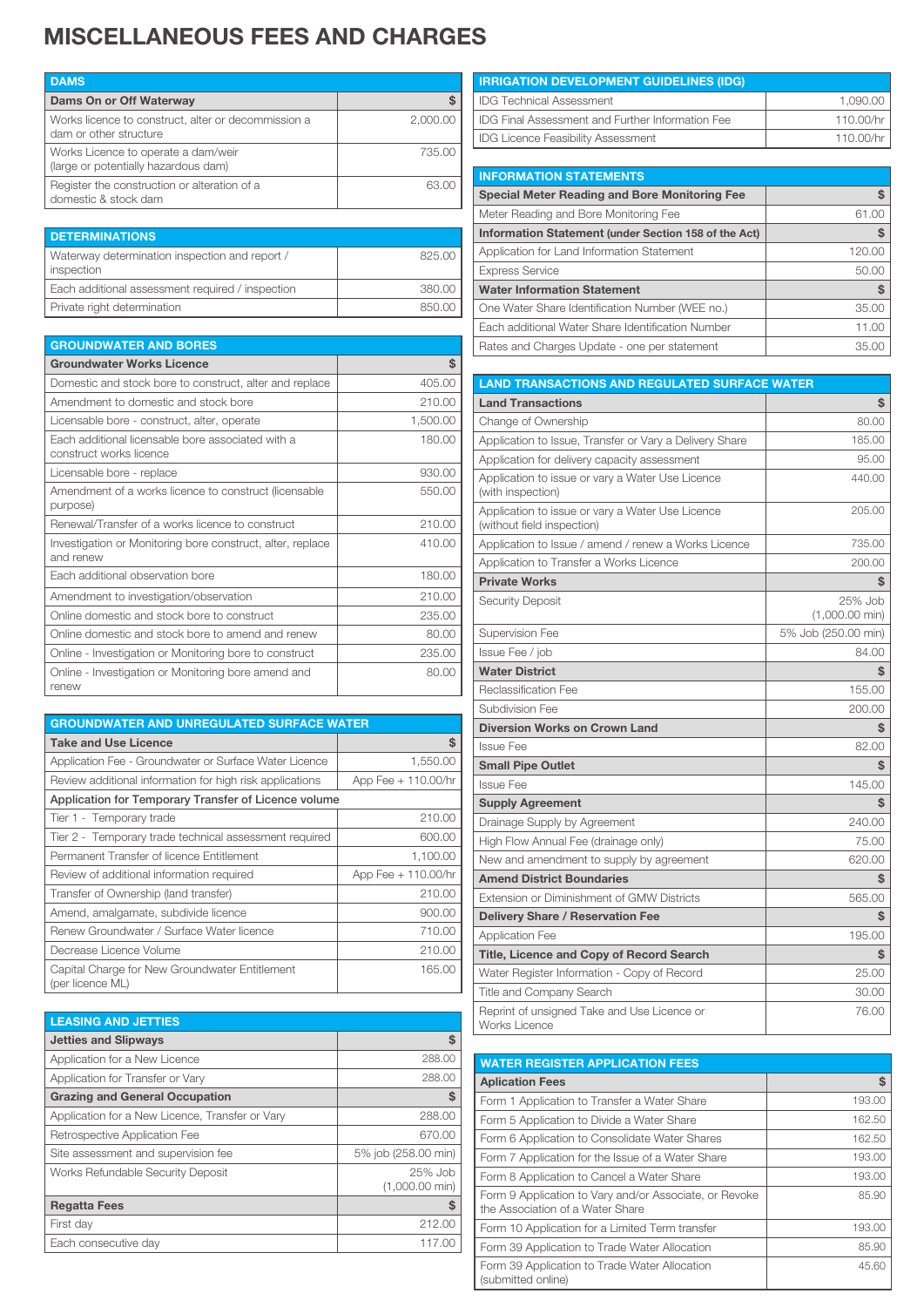# MISCELLANEOUS FEES AND CHARGES

| DAMS | |
|---|---|
| **Dams On or Off Waterway** | **$** |
| Works licence to construct, alter or decommission a dam or other structure | 2,000.00 |
| Works Licence to operate a dam/weir (large or potentially hazardous dam) | 735.00 |
| Register the construction or alteration of a domestic & stock dam | 63.00 |

| DETERMINATIONS | |
|---|---|
| Waterway determination inspection and report / inspection | 825.00 |
| Each additional assessment required / inspection | 380.00 |
| Private right determination | 850.00 |

| GROUNDWATER AND BORES | |
|---|---|
| **Groundwater Works Licence** | **$** |
| Domestic and stock bore to construct, alter and replace | 405.00 |
| Amendment to domestic and stock bore | 210.00 |
| Licensable bore - construct, alter, operate | 1,500.00 |
| Each additional licensable bore associated with a construct works licence | 180.00 |
| Licensable bore - replace | 930.00 |
| Amendment of a works licence to construct (licensable purpose) | 550.00 |
| Renewal/Transfer of a works licence to construct | 210.00 |
| Investigation or Monitoring bore construct, alter, replace and renew | 410.00 |
| Each additional observation bore | 180.00 |
| Amendment to investigation/observation | 210.00 |
| Online domestic and stock bore to construct | 235.00 |
| Online domestic and stock bore to amend and renew | 80.00 |
| Online - Investigation or Monitoring bore to construct | 235.00 |
| Online - Investigation or Monitoring bore amend and renew | 80.00 |

| GROUNDWATER AND UNREGULATED SURFACE WATER | |
|---|---|
| **Take and Use Licence** | **$** |
| Application Fee - Groundwater or Surface Water Licence | 1,550.00 |
| Review additional information for high risk applications | App Fee + 110.00/hr |
| **Application for Temporary Transfer of Licence volume** | |
| Tier 1 - Temporary trade | 210.00 |
| Tier 2 - Temporary trade technical assessment required | 600.00 |
| Permanent Transfer of licence Entitlement | 1,100.00 |
| Review of additional information required | App Fee + 110.00/hr |
| Transfer of Ownership (land transfer) | 210.00 |
| Amend, amalgamate, subdivide licence | 900.00 |
| Renew Groundwater / Surface Water licence | 710.00 |
| Decrease Licence Volume | 210.00 |
| Capital Charge for New Groundwater Entitlement (per licence ML) | 165.00 |

| LEASING AND JETTIES | |
|---|---|
| **Jetties and Slipways** | **$** |
| Application for a New Licence | 288.00 |
| Application for Transfer or Vary | 288.00 |
| **Grazing and General Occupation** | **$** |
| Application for a New Licence, Transfer or Vary | 288.00 |
| Retrospective Application Fee | 670.00 |
| Site assessment and supervision fee | 5% job (258.00 min) |
| Works Refundable Security Deposit | 25% Job (1,000.00 min) |
| **Regatta Fees** | **$** |
| First day | 212.00 |
| Each consecutive day | 117.00 |

| IRRIGATION DEVELOPMENT GUIDELINES (IDG) | |
|---|---|
| IDG Technical Assessment | 1,090.00 |
| IDG Final Assessment and Further Information Fee | 110.00/hr |
| IDG Licence Feasibility Assessment | 110.00/hr |

| INFORMATION STATEMENTS | |
|---|---|
| **Special Meter Reading and Bore Monitoring Fee** | **$** |
| Meter Reading and Bore Monitoring Fee | 61.00 |
| **Information Statement (under Section 158 of the Act)** | **$** |
| Application for Land Information Statement | 120.00 |
| Express Service | 50.00 |
| **Water Information Statement** | **$** |
| One Water Share Identification Number (WEE no.) | 35.00 |
| Each additional Water Share Identification Number | 11.00 |
| Rates and Charges Update - one per statement | 35.00 |

| LAND TRANSACTIONS AND REGULATED SURFACE WATER | |
|---|---|
| **Land Transactions** | **$** |
| Change of Ownership | 80.00 |
| Application to Issue, Transfer or Vary a Delivery Share | 185.00 |
| Application for delivery capacity assessment | 95.00 |
| Application to issue or vary a Water Use Licence (with inspection) | 440.00 |
| Application to issue or vary a Water Use Licence (without field inspection) | 205.00 |
| Application to Issue / amend / renew a Works Licence | 735.00 |
| Application to Transfer a Works Licence | 200.00 |
| **Private Works** | **$** |
| Security Deposit | 25% Job (1,000.00 min) |
| Supervision Fee | 5% Job (250.00 min) |
| Issue Fee / job | 84.00 |
| **Water District** | **$** |
| Reclassification Fee | 155.00 |
| Subdivision Fee | 200.00 |
| **Diversion Works on Crown Land** | **$** |
| Issue Fee | 82.00 |
| **Small Pipe Outlet** | **$** |
| Issue Fee | 145.00 |
| **Supply Agreement** | **$** |
| Drainage Supply by Agreement | 240.00 |
| High Flow Annual Fee (drainage only) | 75.00 |
| New and amendment to supply by agreement | 620.00 |
| **Amend District Boundaries** | **$** |
| Extension or Diminishment of GMW Districts | 565.00 |
| **Delivery Share / Reservation Fee** | **$** |
| Application Fee | 195.00 |
| **Title, Licence and Copy of Record Search** | **$** |
| Water Register Information - Copy of Record | 25.00 |
| Title and Company Search | 30.00 |
| Reprint of unsigned Take and Use Licence or Works Licence | 76.00 |

| WATER REGISTER APPLICATION FEES | |
|---|---|
| **Aplication Fees** | **$** |
| Form 1 Application to Transfer a Water Share | 193.00 |
| Form 5 Application to Divide a Water Share | 162.50 |
| Form 6 Application to Consolidate Water Shares | 162.50 |
| Form 7 Application for the Issue of a Water Share | 193.00 |
| Form 8 Application to Cancel a Water Share | 193.00 |
| Form 9 Application to Vary and/or Associate, or Revoke the Association of a Water Share | 85.90 |
| Form 10 Application for a Limited Term transfer | 193.00 |
| Form 39 Application to Trade Water Allocation | 85.90 |
| Form 39 Application to Trade Water Allocation (submitted online) | 45.60 |